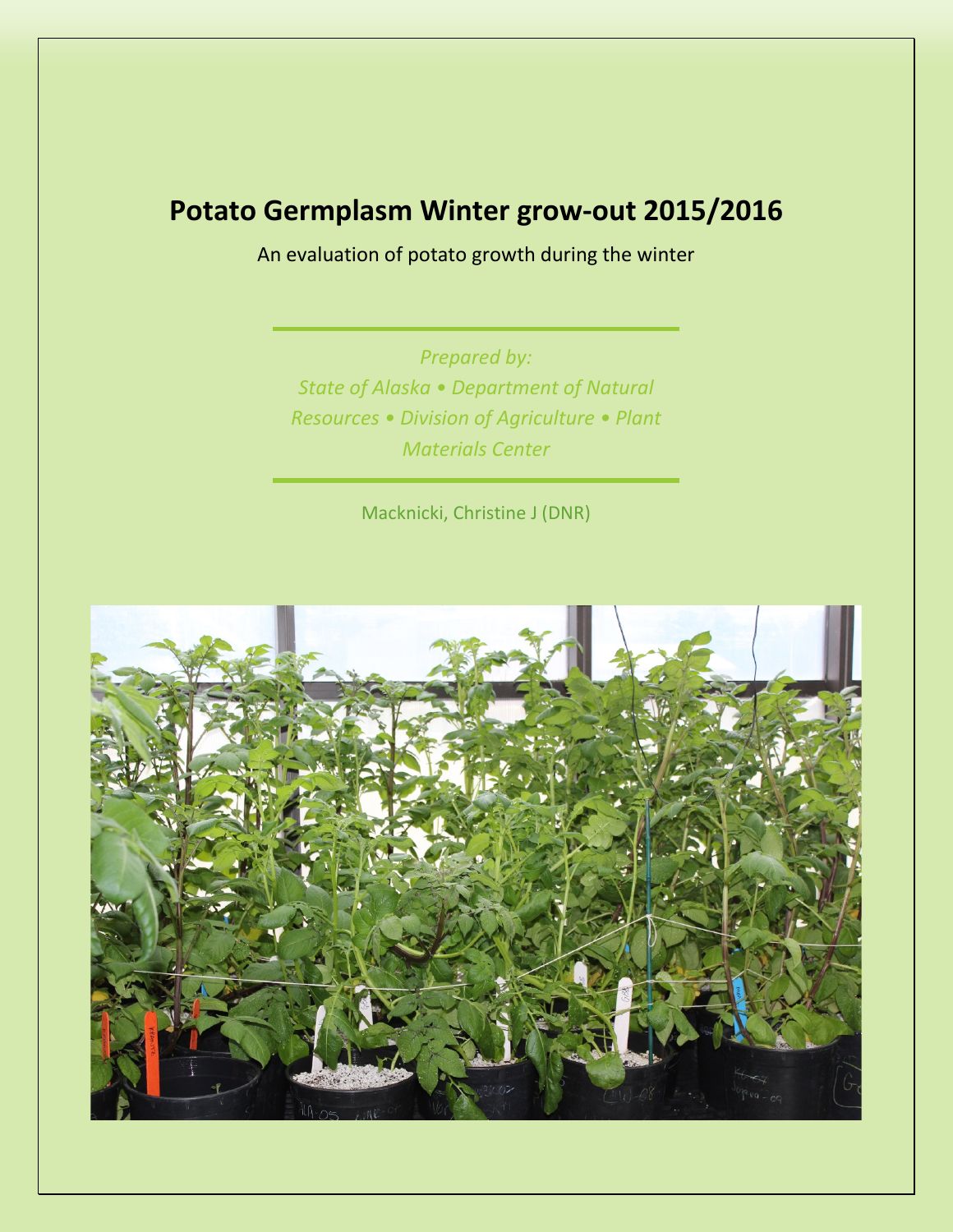# Potato Germplasm Winter grow-out 2015/2016

An evaluation of potato growth during the winter

*Prepared by:*
*State of Alaska • Department of Natural Resources • Division of Agriculture • Plant Materials Center*

Macknicki, Christine J (DNR)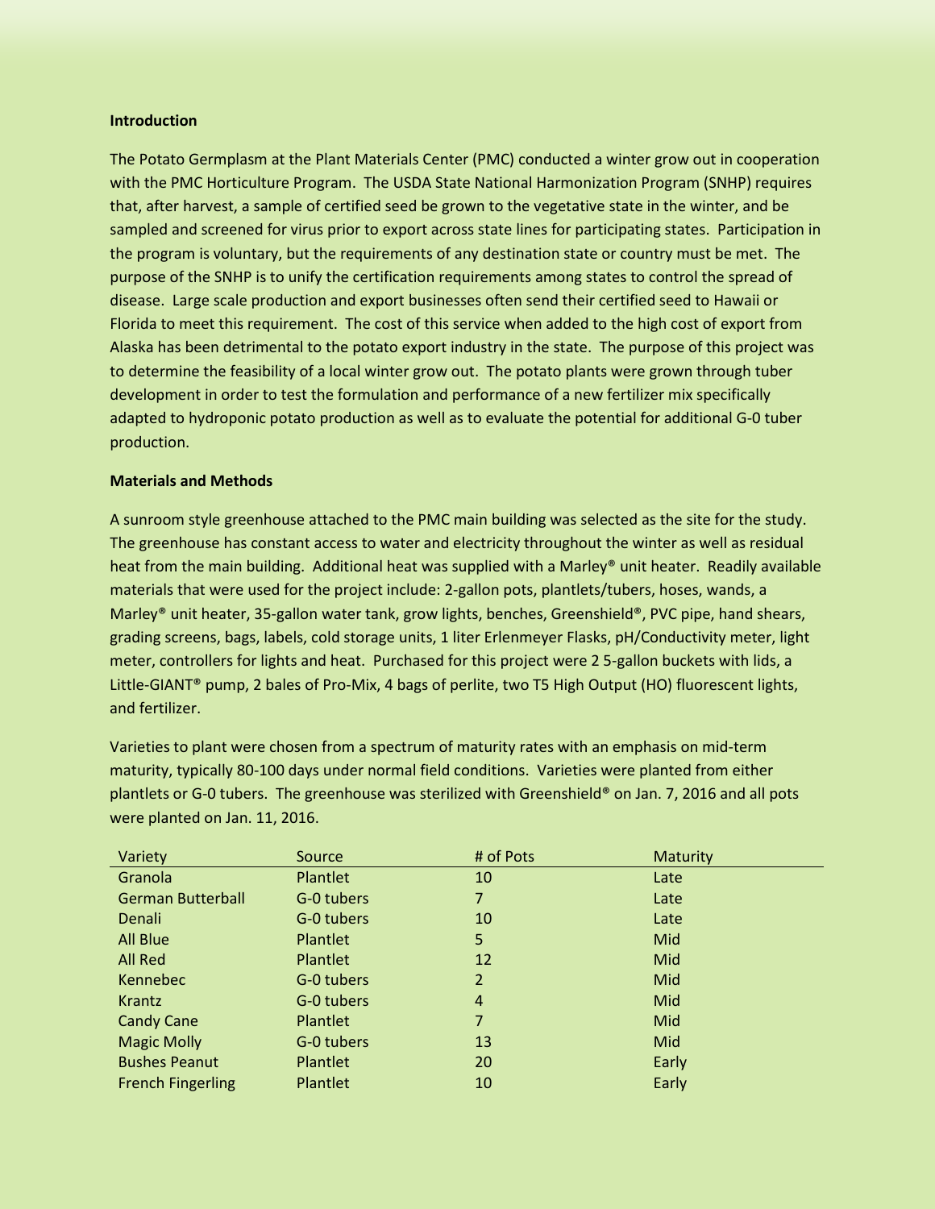**Introduction**

The Potato Germplasm at the Plant Materials Center (PMC) conducted a winter grow out in cooperation with the PMC Horticulture Program. The USDA State National Harmonization Program (SNHP) requires that, after harvest, a sample of certified seed be grown to the vegetative state in the winter, and be sampled and screened for virus prior to export across state lines for participating states. Participation in the program is voluntary, but the requirements of any destination state or country must be met. The purpose of the SNHP is to unify the certification requirements among states to control the spread of disease. Large scale production and export businesses often send their certified seed to Hawaii or Florida to meet this requirement. The cost of this service when added to the high cost of export from Alaska has been detrimental to the potato export industry in the state. The purpose of this project was to determine the feasibility of a local winter grow out. The potato plants were grown through tuber development in order to test the formulation and performance of a new fertilizer mix specifically adapted to hydroponic potato production as well as to evaluate the potential for additional G-0 tuber production.

**Materials and Methods**

A sunroom style greenhouse attached to the PMC main building was selected as the site for the study. The greenhouse has constant access to water and electricity throughout the winter as well as residual heat from the main building. Additional heat was supplied with a Marley® unit heater. Readily available materials that were used for the project include: 2-gallon pots, plantlets/tubers, hoses, wands, a Marley® unit heater, 35-gallon water tank, grow lights, benches, Greenshield®, PVC pipe, hand shears, grading screens, bags, labels, cold storage units, 1 liter Erlenmeyer Flasks, pH/Conductivity meter, light meter, controllers for lights and heat. Purchased for this project were 2 5-gallon buckets with lids, a Little-GIANT® pump, 2 bales of Pro-Mix, 4 bags of perlite, two T5 High Output (HO) fluorescent lights, and fertilizer.

Varieties to plant were chosen from a spectrum of maturity rates with an emphasis on mid-term maturity, typically 80-100 days under normal field conditions. Varieties were planted from either plantlets or G-0 tubers. The greenhouse was sterilized with Greenshield® on Jan. 7, 2016 and all pots were planted on Jan. 11, 2016.

| Variety | Source | # of Pots | Maturity |
|---|---|---|---|
| Granola | Plantlet | 10 | Late |
| German Butterball | G-0 tubers | 7 | Late |
| Denali | G-0 tubers | 10 | Late |
| All Blue | Plantlet | 5 | Mid |
| All Red | Plantlet | 12 | Mid |
| Kennebec | G-0 tubers | 2 | Mid |
| Krantz | G-0 tubers | 4 | Mid |
| Candy Cane | Plantlet | 7 | Mid |
| Magic Molly | G-0 tubers | 13 | Mid |
| Bushes Peanut | Plantlet | 20 | Early |
| French Fingerling | Plantlet | 10 | Early |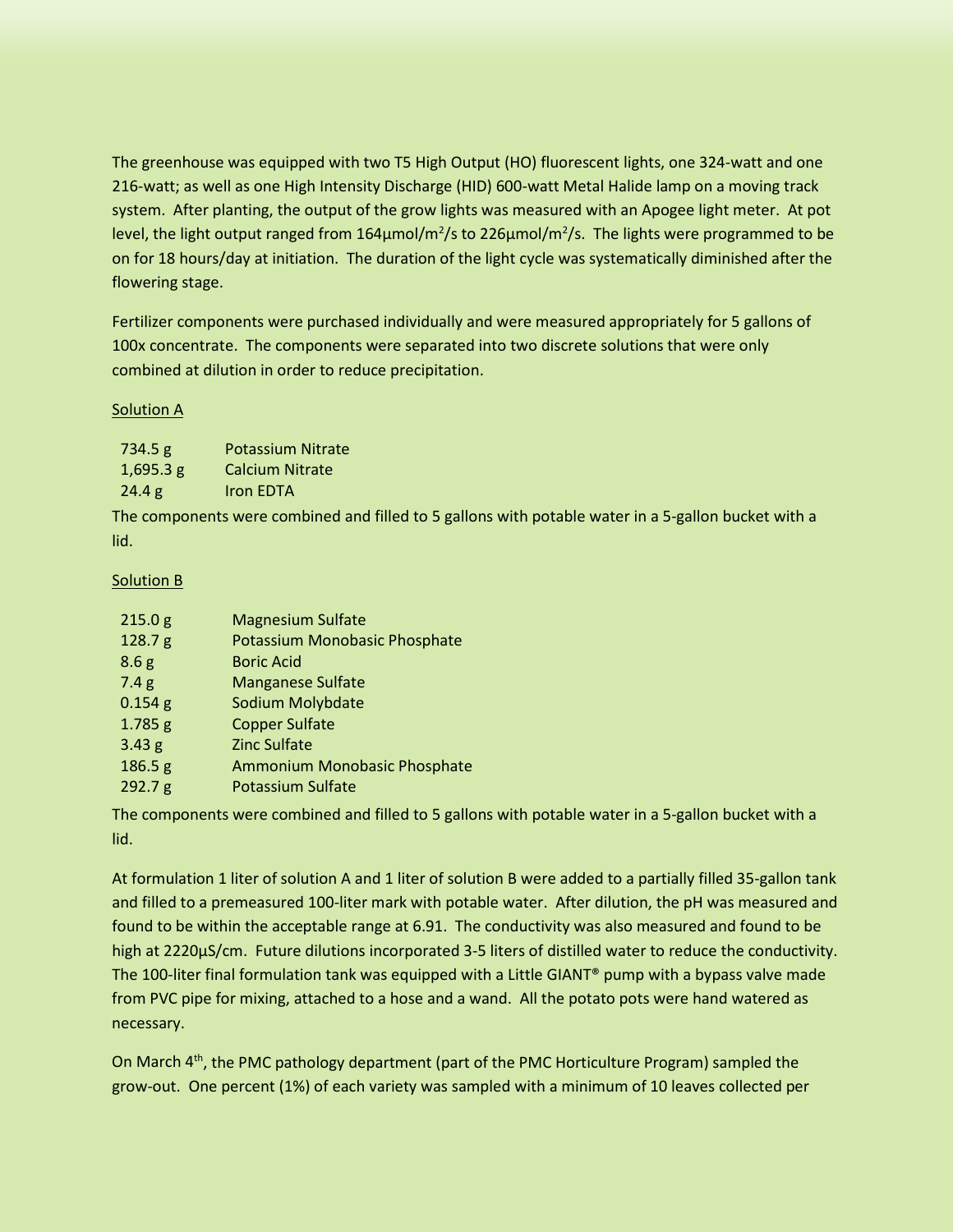The greenhouse was equipped with two T5 High Output (HO) fluorescent lights, one 324-watt and one 216-watt; as well as one High Intensity Discharge (HID) 600-watt Metal Halide lamp on a moving track system. After planting, the output of the grow lights was measured with an Apogee light meter. At pot level, the light output ranged from $164 \mu mol/m^2/s$ to $226 \mu mol/m^2/s$. The lights were programmed to be on for 18 hours/day at initiation. The duration of the light cycle was systematically diminished after the flowering stage.

Fertilizer components were purchased individually and were measured appropriately for 5 gallons of 100x concentrate. The components were separated into two discrete solutions that were only combined at dilution in order to reduce precipitation.

<u>Solution A</u>

| | |
|---|---|
| 734.5 g | Potassium Nitrate |
| 1,695.3 g | Calcium Nitrate |
| 24.4 g | Iron EDTA |

The components were combined and filled to 5 gallons with potable water in a 5-gallon bucket with a lid.

<u>Solution B</u>

| | |
|---|---|
| 215.0 g | Magnesium Sulfate |
| 128.7 g | Potassium Monobasic Phosphate |
| 8.6 g | Boric Acid |
| 7.4 g | Manganese Sulfate |
| 0.154 g | Sodium Molybdate |
| 1.785 g | Copper Sulfate |
| 3.43 g | Zinc Sulfate |
| 186.5 g | Ammonium Monobasic Phosphate |
| 292.7 g | Potassium Sulfate |

The components were combined and filled to 5 gallons with potable water in a 5-gallon bucket with a lid.

At formulation 1 liter of solution A and 1 liter of solution B were added to a partially filled 35-gallon tank and filled to a premeasured 100-liter mark with potable water. After dilution, the pH was measured and found to be within the acceptable range at 6.91. The conductivity was also measured and found to be high at $2220 \mu S/cm$. Future dilutions incorporated 3-5 liters of distilled water to reduce the conductivity. The 100-liter final formulation tank was equipped with a Little GIANT® pump with a bypass valve made from PVC pipe for mixing, attached to a hose and a wand. All the potato pots were hand watered as necessary.

On March 4th, the PMC pathology department (part of the PMC Horticulture Program) sampled the grow-out. One percent (1%) of each variety was sampled with a minimum of 10 leaves collected per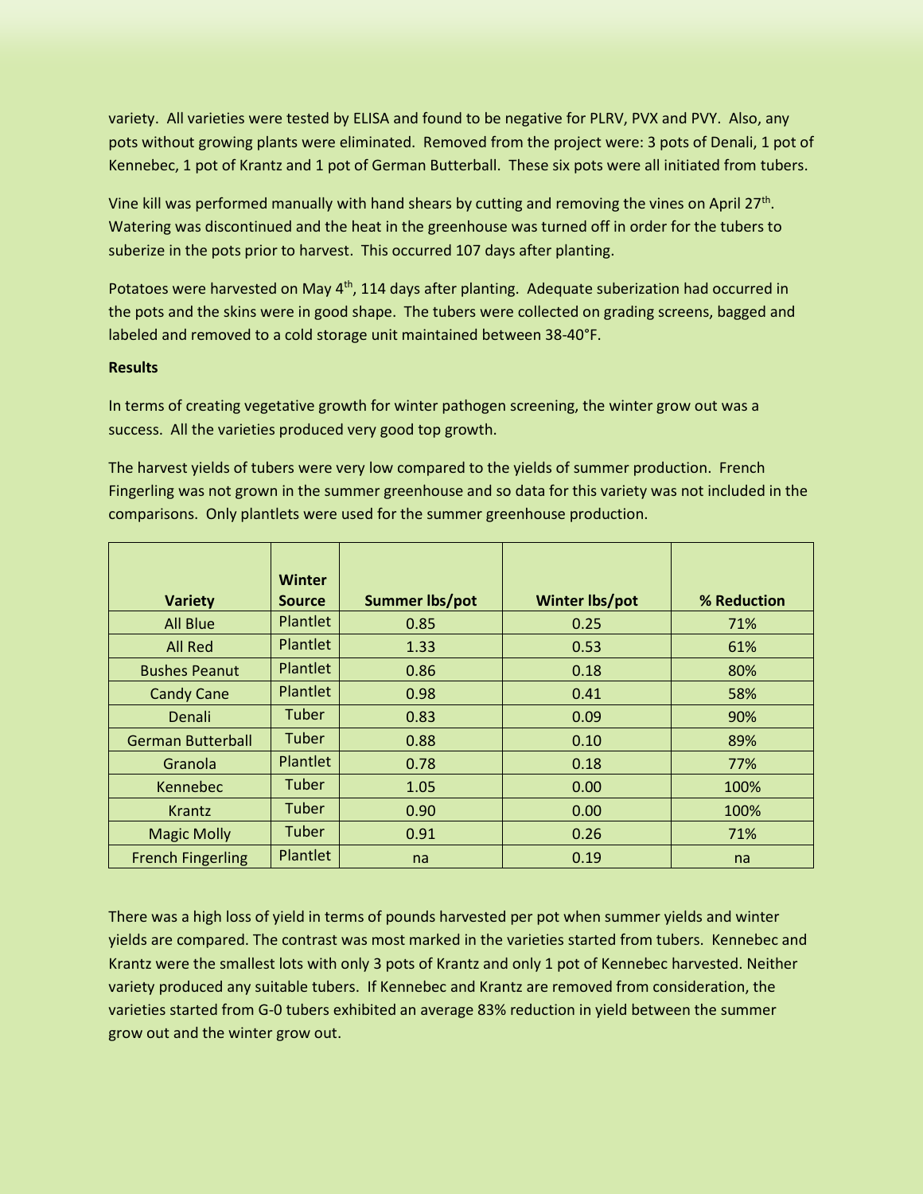variety. All varieties were tested by ELISA and found to be negative for PLRV, PVX and PVY. Also, any pots without growing plants were eliminated. Removed from the project were: 3 pots of Denali, 1 pot of Kennebec, 1 pot of Krantz and 1 pot of German Butterball. These six pots were all initiated from tubers.

Vine kill was performed manually with hand shears by cutting and removing the vines on April 27th. Watering was discontinued and the heat in the greenhouse was turned off in order for the tubers to suberize in the pots prior to harvest. This occurred 107 days after planting.

Potatoes were harvested on May 4th, 114 days after planting. Adequate suberization had occurred in the pots and the skins were in good shape. The tubers were collected on grading screens, bagged and labeled and removed to a cold storage unit maintained between 38-40°F.

**Results**

In terms of creating vegetative growth for winter pathogen screening, the winter grow out was a success. All the varieties produced very good top growth.

The harvest yields of tubers were very low compared to the yields of summer production. French Fingerling was not grown in the summer greenhouse and so data for this variety was not included in the comparisons. Only plantlets were used for the summer greenhouse production.

| Variety | Winter Source | Summer lbs/pot | Winter lbs/pot | % Reduction |
|---|---|---|---|---|
| All Blue | Plantlet | 0.85 | 0.25 | 71% |
| All Red | Plantlet | 1.33 | 0.53 | 61% |
| Bushes Peanut | Plantlet | 0.86 | 0.18 | 80% |
| Candy Cane | Plantlet | 0.98 | 0.41 | 58% |
| Denali | Tuber | 0.83 | 0.09 | 90% |
| German Butterball | Tuber | 0.88 | 0.10 | 89% |
| Granola | Plantlet | 0.78 | 0.18 | 77% |
| Kennebec | Tuber | 1.05 | 0.00 | 100% |
| Krantz | Tuber | 0.90 | 0.00 | 100% |
| Magic Molly | Tuber | 0.91 | 0.26 | 71% |
| French Fingerling | Plantlet | na | 0.19 | na |

There was a high loss of yield in terms of pounds harvested per pot when summer yields and winter yields are compared. The contrast was most marked in the varieties started from tubers. Kennebec and Krantz were the smallest lots with only 3 pots of Krantz and only 1 pot of Kennebec harvested. Neither variety produced any suitable tubers. If Kennebec and Krantz are removed from consideration, the varieties started from G-0 tubers exhibited an average 83% reduction in yield between the summer grow out and the winter grow out.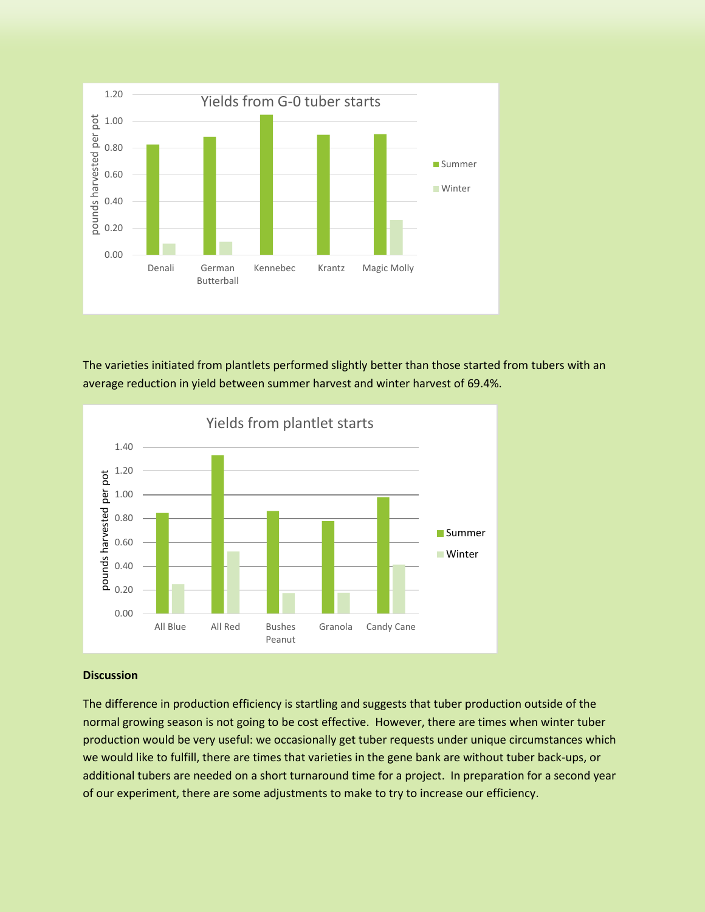The varieties initiated from plantlets performed slightly better than those started from tubers with an average reduction in yield between summer harvest and winter harvest of 69.4%.

**Discussion**

The difference in production efficiency is startling and suggests that tuber production outside of the normal growing season is not going to be cost effective. However, there are times when winter tuber production would be very useful: we occasionally get tuber requests under unique circumstances which we would like to fulfill, there are times that varieties in the gene bank are without tuber back-ups, or additional tubers are needed on a short turnaround time for a project. In preparation for a second year of our experiment, there are some adjustments to make to try to increase our efficiency.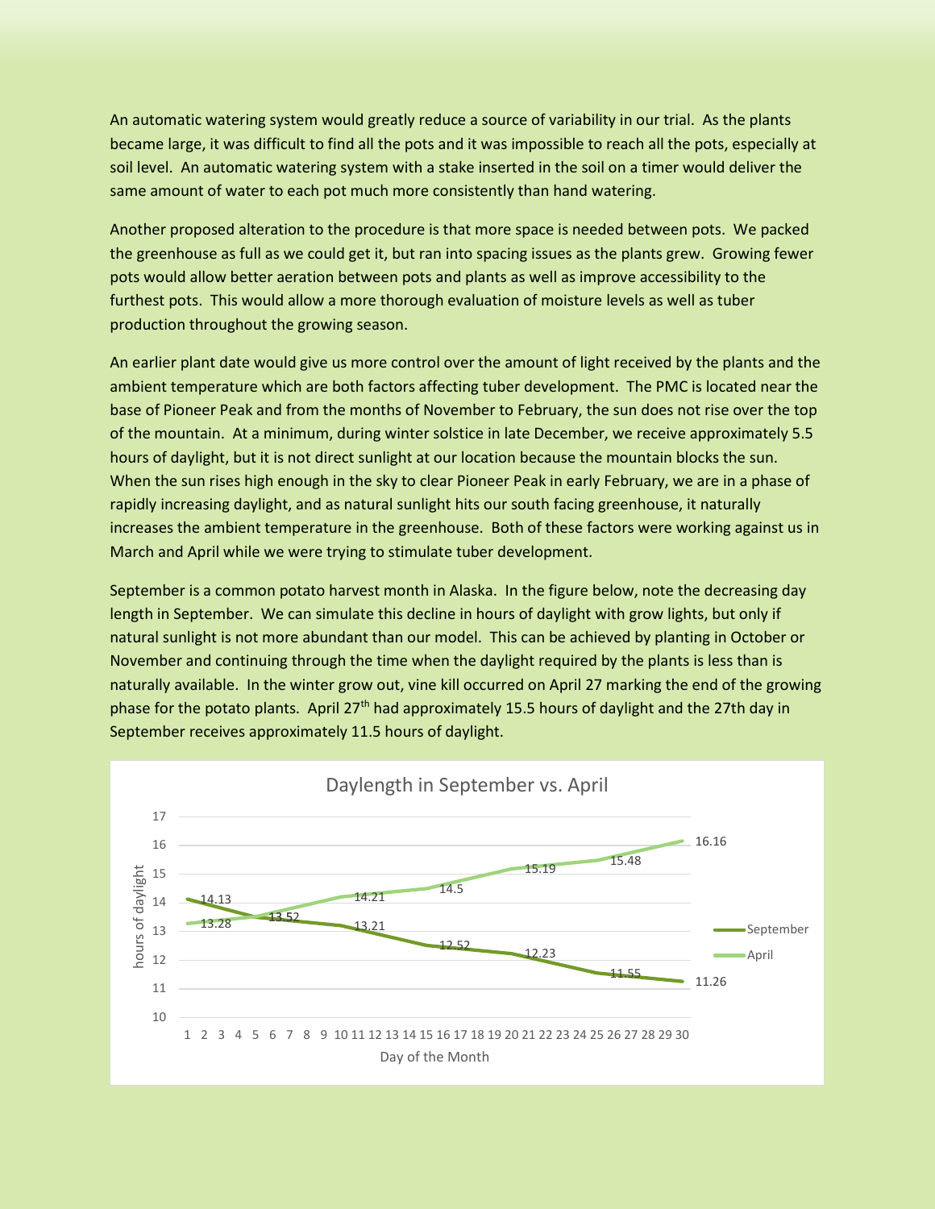An automatic watering system would greatly reduce a source of variability in our trial. As the plants became large, it was difficult to find all the pots and it was impossible to reach all the pots, especially at soil level. An automatic watering system with a stake inserted in the soil on a timer would deliver the same amount of water to each pot much more consistently than hand watering.

Another proposed alteration to the procedure is that more space is needed between pots. We packed the greenhouse as full as we could get it, but ran into spacing issues as the plants grew. Growing fewer pots would allow better aeration between pots and plants as well as improve accessibility to the furthest pots. This would allow a more thorough evaluation of moisture levels as well as tuber production throughout the growing season.

An earlier plant date would give us more control over the amount of light received by the plants and the ambient temperature which are both factors affecting tuber development. The PMC is located near the base of Pioneer Peak and from the months of November to February, the sun does not rise over the top of the mountain. At a minimum, during winter solstice in late December, we receive approximately 5.5 hours of daylight, but it is not direct sunlight at our location because the mountain blocks the sun. When the sun rises high enough in the sky to clear Pioneer Peak in early February, we are in a phase of rapidly increasing daylight, and as natural sunlight hits our south facing greenhouse, it naturally increases the ambient temperature in the greenhouse. Both of these factors were working against us in March and April while we were trying to stimulate tuber development.

September is a common potato harvest month in Alaska. In the figure below, note the decreasing day length in September. We can simulate this decline in hours of daylight with grow lights, but only if natural sunlight is not more abundant than our model. This can be achieved by planting in October or November and continuing through the time when the daylight required by the plants is less than is naturally available. In the winter grow out, vine kill occurred on April 27 marking the end of the growing phase for the potato plants. April 27th had approximately 15.5 hours of daylight and the 27th day in September receives approximately 11.5 hours of daylight.

Daylength in September vs. April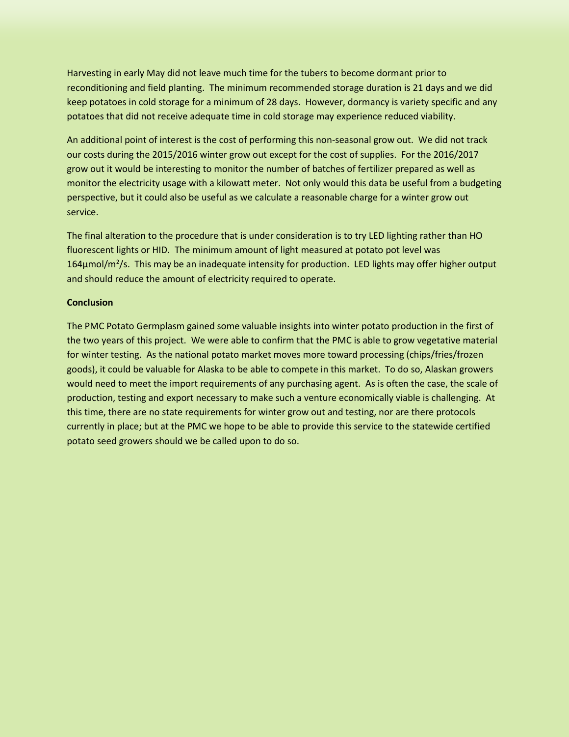Harvesting in early May did not leave much time for the tubers to become dormant prior to reconditioning and field planting. The minimum recommended storage duration is 21 days and we did keep potatoes in cold storage for a minimum of 28 days. However, dormancy is variety specific and any potatoes that did not receive adequate time in cold storage may experience reduced viability.

An additional point of interest is the cost of performing this non-seasonal grow out. We did not track our costs during the 2015/2016 winter grow out except for the cost of supplies. For the 2016/2017 grow out it would be interesting to monitor the number of batches of fertilizer prepared as well as monitor the electricity usage with a kilowatt meter. Not only would this data be useful from a budgeting perspective, but it could also be useful as we calculate a reasonable charge for a winter grow out service.

The final alteration to the procedure that is under consideration is to try LED lighting rather than HO fluorescent lights or HID. The minimum amount of light measured at potato pot level was 164µmol/m$^2$/s. This may be an inadequate intensity for production. LED lights may offer higher output and should reduce the amount of electricity required to operate.

**Conclusion**

The PMC Potato Germplasm gained some valuable insights into winter potato production in the first of the two years of this project. We were able to confirm that the PMC is able to grow vegetative material for winter testing. As the national potato market moves more toward processing (chips/fries/frozen goods), it could be valuable for Alaska to be able to compete in this market. To do so, Alaskan growers would need to meet the import requirements of any purchasing agent. As is often the case, the scale of production, testing and export necessary to make such a venture economically viable is challenging. At this time, there are no state requirements for winter grow out and testing, nor are there protocols currently in place; but at the PMC we hope to be able to provide this service to the statewide certified potato seed growers should we be called upon to do so.